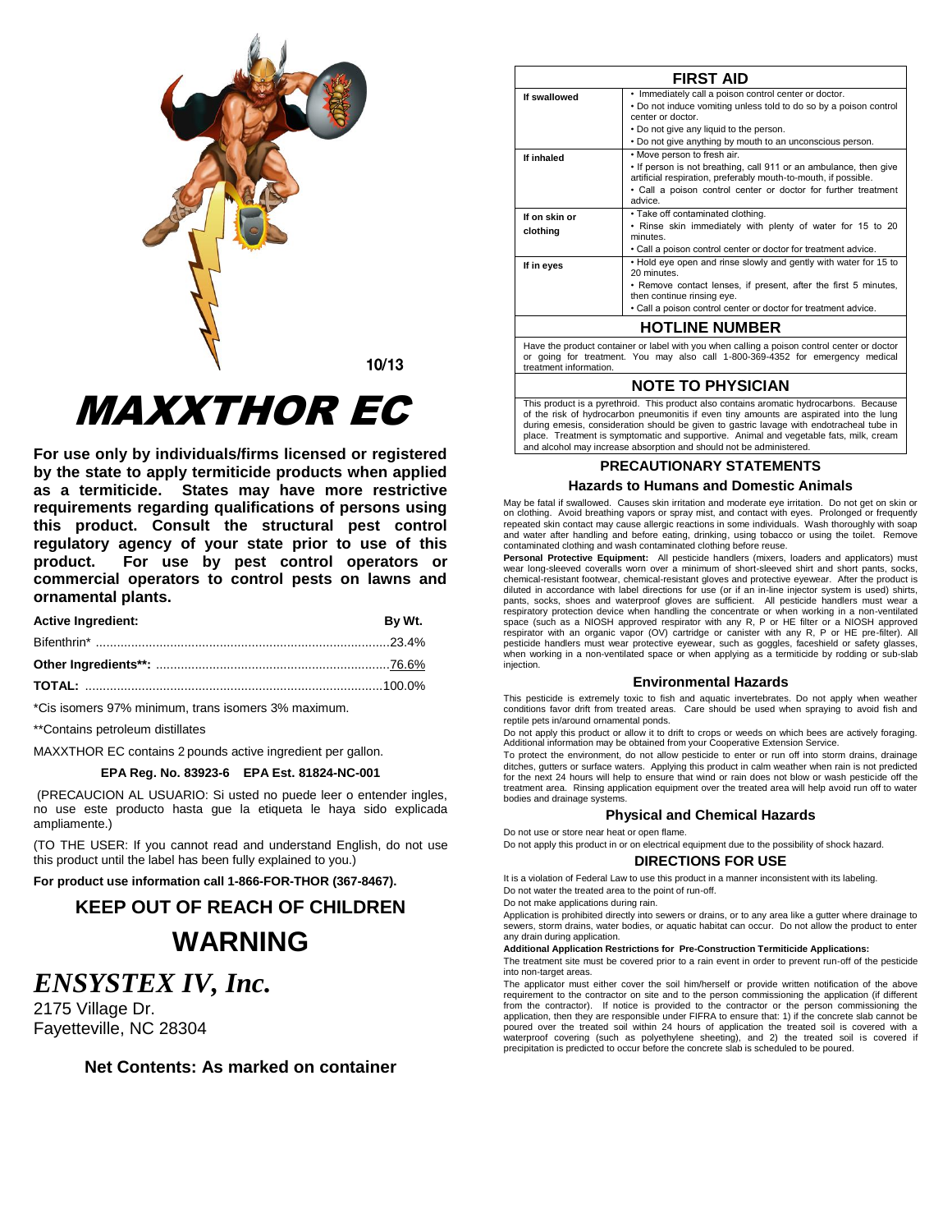10/13

# MAXXTHOR EC

**For use only by individuals/firms licensed or registered by the state to apply termiticide products when applied as a termiticide. States may have more restrictive requirements regarding qualifications of persons using this product. Consult the structural pest control regulatory agency of your state prior to use of this product. For use by pest control operators or commercial operators to control pests on lawns and ornamental plants.**

| Active Ingredient: | By Wt. |
|---|---|
| Bifenthrin* | 23.4% |
| **Other Ingredients**:** | 76.6% |
| **TOTAL:** | 100.0% |

*Cis isomers 97% minimum, trans isomers 3% maximum.

**Contains petroleum distillates

MAXXTHOR EC contains 2 pounds active ingredient per gallon.

**EPA Reg. No. 83923-6 EPA Est. 81824-NC-001**

(PRECAUCION AL USUARIO: Si usted no puede leer o entender ingles, no use este producto hasta gue la etiqueta le haya sido explicada ampliamente.)

(TO THE USER: If you cannot read and understand English, do not use this product until the label has been fully explained to you.)

**For product use information call 1-866-FOR-THOR (367-8467).**

## KEEP OUT OF REACH OF CHILDREN

# WARNING

## *ENSYSTEX IV, Inc.*

2175 Village Dr.
Fayetteville, NC 28304

**Net Contents: As marked on container**

## FIRST AID

| | |
|---|---|
| **If swallowed** | • Immediately call a poison control center or doctor.<br>• Do not induce vomiting unless told to do so by a poison control center or doctor.<br>• Do not give any liquid to the person.<br>• Do not give anything by mouth to an unconscious person. |
| **If inhaled** | • Move person to fresh air.<br>• If person is not breathing, call 911 or an ambulance, then give artificial respiration, preferably mouth-to-mouth, if possible.<br>• Call a poison control center or doctor for further treatment advice. |
| **If on skin or clothing** | • Take off contaminated clothing.<br>• Rinse skin immediately with plenty of water for 15 to 20 minutes.<br>• Call a poison control center or doctor for treatment advice. |
| **If in eyes** | • Hold eye open and rinse slowly and gently with water for 15 to 20 minutes.<br>• Remove contact lenses, if present, after the first 5 minutes, then continue rinsing eye.<br>• Call a poison control center or doctor for treatment advice. |

## HOTLINE NUMBER

Have the product container or label with you when calling a poison control center or doctor or going for treatment. You may also call 1-800-369-4352 for emergency medical treatment information.

## NOTE TO PHYSICIAN

This product is a pyrethroid. This product also contains aromatic hydrocarbons. Because of the risk of hydrocarbon pneumonitis if even tiny amounts are aspirated into the lung during emesis, consideration should be given to gastric lavage with endotracheal tube in place. Treatment is symptomatic and supportive. Animal and vegetable fats, milk, cream and alcohol may increase absorption and should not be administered.

## PRECAUTIONARY STATEMENTS

### Hazards to Humans and Domestic Animals

May be fatal if swallowed. Causes skin irritation and moderate eye irritation. Do not get on skin or on clothing. Avoid breathing vapors or spray mist, and contact with eyes. Prolonged or frequently repeated skin contact may cause allergic reactions in some individuals. Wash thoroughly with soap and water after handling and before eating, drinking, using tobacco or using the toilet. Remove contaminated clothing and wash contaminated clothing before reuse.

**Personal Protective Equipment:** All pesticide handlers (mixers, loaders and applicators) must wear long-sleeved coveralls worn over a minimum of short-sleeved shirt and short pants, socks, chemical-resistant footwear, chemical-resistant gloves and protective eyewear. After the product is diluted in accordance with label directions for use (or if an in-line injector system is used) shirts, pants, socks, shoes and waterproof gloves are sufficient. All pesticide handlers must wear a respiratory protection device when handling the concentrate or when working in a non-ventilated space (such as a NIOSH approved respirator with any R, P or HE filter or a NIOSH approved respirator with an organic vapor (OV) cartridge or canister with any R, P or HE pre-filter). All pesticide handlers must wear protective eyewear, such as goggles, faceshield or safety glasses, when working in a non-ventilated space or when applying as a termiticide by rodding or sub-slab injection.

### Environmental Hazards

This pesticide is extremely toxic to fish and aquatic invertebrates. Do not apply when weather conditions favor drift from treated areas. Care should be used when spraying to avoid fish and reptile pets in/around ornamental ponds.

Do not apply this product or allow it to drift to crops or weeds on which bees are actively foraging. Additional information may be obtained from your Cooperative Extension Service.

To protect the environment, do not allow pesticide to enter or run off into storm drains, drainage ditches, gutters or surface waters. Applying this product in calm weather when rain is not predicted for the next 24 hours will help to ensure that wind or rain does not blow or wash pesticide off the treatment area. Rinsing application equipment over the treated area will help avoid run off to water bodies and drainage systems.

### Physical and Chemical Hazards

Do not use or store near heat or open flame.

Do not apply this product in or on electrical equipment due to the possibility of shock hazard.

## DIRECTIONS FOR USE

It is a violation of Federal Law to use this product in a manner inconsistent with its labeling.

Do not water the treated area to the point of run-off.

Do not make applications during rain.

Application is prohibited directly into sewers or drains, or to any area like a gutter where drainage to sewers, storm drains, water bodies, or aquatic habitat can occur. Do not allow the product to enter any drain during application.

**Additional Application Restrictions for Pre-Construction Termiticide Applications:**

The treatment site must be covered prior to a rain event in order to prevent run-off of the pesticide into non-target areas.

The applicator must either cover the soil him/herself or provide written notification of the above requirement to the contractor on site and to the person commissioning the application (if different from the contractor). If notice is provided to the contractor or the person commissioning the application, then they are responsible under FIFRA to ensure that: 1) if the concrete slab cannot be poured over the treated soil within 24 hours of application the treated soil is covered with a waterproof covering (such as polyethylene sheeting), and 2) the treated soil is covered if precipitation is predicted to occur before the concrete slab is scheduled to be poured.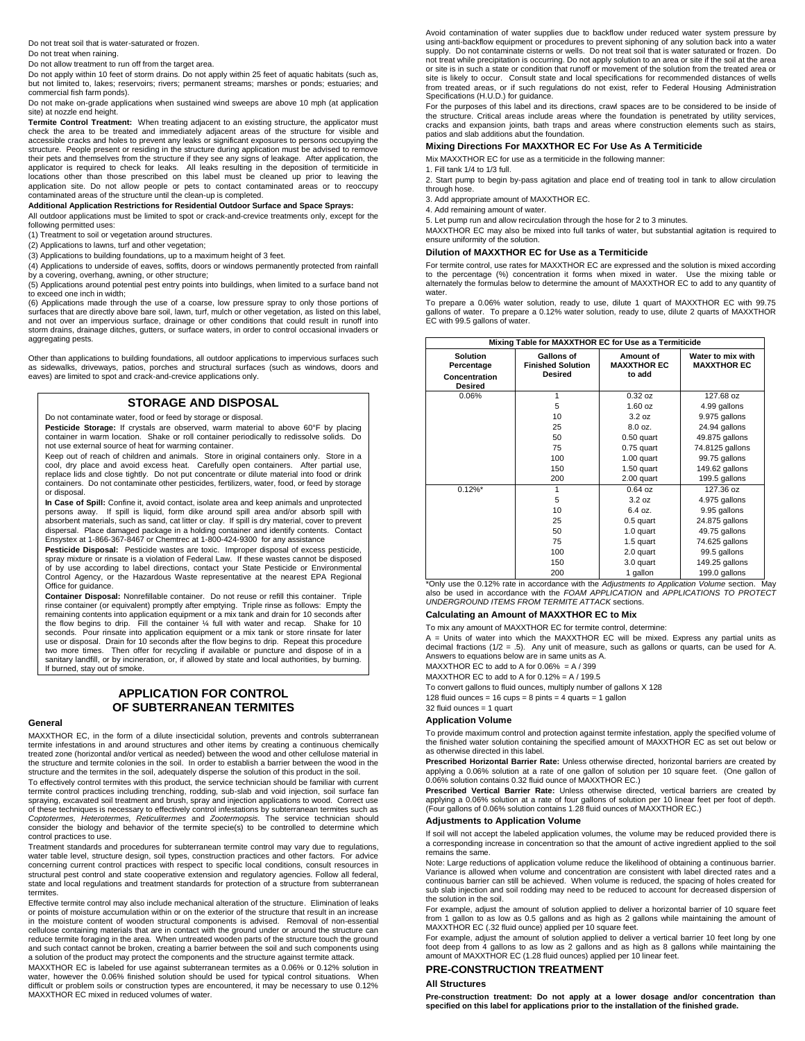Do not treat soil that is water-saturated or frozen.

Do not treat when raining.

Do not allow treatment to run off from the target area.

Do not apply within 10 feet of storm drains. Do not apply within 25 feet of aquatic habitats (such as, but not limited to, lakes; reservoirs; rivers; permanent streams; marshes or ponds; estuaries; and commercial fish farm ponds).

Do not make on-grade applications when sustained wind sweeps are above 10 mph (at application site) at nozzle end height.

**Termite Control Treatment:** When treating adjacent to an existing structure, the applicator must check the area to be treated and immediately adjacent areas of the structure for visible and accessible cracks and holes to prevent any leaks or significant exposures to persons occupying the structure. People present or residing in the structure during application must be advised to remove their pets and themselves from the structure if they see any signs of leakage. After application, the applicator is required to check for leaks. All leaks resulting in the deposition of termiticide in locations other than those prescribed on this label must be cleaned up prior to leaving the application site. Do not allow people or pets to contact contaminated areas or to reoccupy contaminated areas of the structure until the clean-up is completed.

**Additional Application Restrictions for Residential Outdoor Surface and Space Sprays:**

All outdoor applications must be limited to spot or crack-and-crevice treatments only, except for the following permitted uses:

(1) Treatment to soil or vegetation around structures.

(2) Applications to lawns, turf and other vegetation;

(3) Applications to building foundations, up to a maximum height of 3 feet.

(4) Applications to underside of eaves, soffits, doors or windows permanently protected from rainfall by a covering, overhang, awning, or other structure;

(5) Applications around potential pest entry points into buildings, when limited to a surface band not to exceed one inch in width;

(6) Applications made through the use of a coarse, low pressure spray to only those portions of surfaces that are directly above bare soil, lawn, turf, mulch or other vegetation, as listed on this label, and not over an impervious surface, drainage or other conditions that could result in runoff into storm drains, drainage ditches, gutters, or surface waters, in order to control occasional invaders or aggregating pests.

Other than applications to building foundations, all outdoor applications to impervious surfaces such as sidewalks, driveways, patios, porches and structural surfaces (such as windows, doors and eaves) are limited to spot and crack-and-crevice applications only.

## STORAGE AND DISPOSAL

Do not contaminate water, food or feed by storage or disposal.

**Pesticide Storage:** If crystals are observed, warm material to above 60°F by placing container in warm location. Shake or roll container periodically to redissolve solids. Do not use external source of heat for warming container.

Keep out of reach of children and animals. Store in original containers only. Store in a cool, dry place and avoid excess heat. Carefully open containers. After partial use, replace lids and close tightly. Do not put concentrate or dilute material into food or drink containers. Do not contaminate other pesticides, fertilizers, water, food, or feed by storage or disposal.

**In Case of Spill:** Confine it, avoid contact, isolate area and keep animals and unprotected persons away. If spill is liquid, form dike around spill area and/or absorb spill with absorbent materials, such as sand, cat litter or clay. If spill is dry material, cover to prevent dispersal. Place damaged package in a holding container and identify contents. Contact Ensystex at 1-866-367-8467 or Chemtrec at 1-800-424-9300 for any assistance

**Pesticide Disposal:** Pesticide wastes are toxic. Improper disposal of excess pesticide, spray mixture or rinsate is a violation of Federal Law. If these wastes cannot be disposed of by use according to label directions, contact your State Pesticide or Environmental Control Agency, or the Hazardous Waste representative at the nearest EPA Regional Office for guidance.

**Container Disposal:** Nonrefillable container. Do not reuse or refill this container. Triple rinse container (or equivalent) promptly after emptying. Triple rinse as follows: Empty the remaining contents into application equipment or a mix tank and drain for 10 seconds after the flow begins to drip. Fill the container ¼ full with water and recap. Shake for 10 seconds. Pour rinsate into application equipment or a mix tank or store rinsate for later use or disposal. Drain for 10 seconds after the flow begins to drip. Repeat this procedure two more times. Then offer for recycling if available or puncture and dispose of in a sanitary landfill, or by incineration, or, if allowed by state and local authorities, by burning. If burned, stay out of smoke.

## APPLICATION FOR CONTROL OF SUBTERRANEAN TERMITES

### General

MAXXTHOR EC, in the form of a dilute insecticidal solution, prevents and controls subterranean termite infestations in and around structures and other items by creating a continuous chemically treated zone (horizontal and/or vertical as needed) between the wood and other cellulose material in the structure and termite colonies in the soil. In order to establish a barrier between the wood in the structure and the termites in the soil, adequately disperse the solution of this product in the soil.

To effectively control termites with this product, the service technician should be familiar with current termite control practices including trenching, rodding, sub-slab and void injection, soil surface fan spraying, excavated soil treatment and brush, spray and injection applications to wood. Correct use of these techniques is necessary to effectively control infestations by subterranean termites such as *Coptotermes, Heterotermes, Reticulitermes* and *Zootermopsis.* The service technician should consider the biology and behavior of the termite specie(s) to be controlled to determine which control practices to use.

Treatment standards and procedures for subterranean termite control may vary due to regulations, water table level, structure design, soil types, construction practices and other factors. For advice concerning current control practices with respect to specific local conditions, consult resources in structural pest control and state cooperative extension and regulatory agencies. Follow all federal, state and local regulations and treatment standards for protection of a structure from subterranean termites.

Effective termite control may also include mechanical alteration of the structure. Elimination of leaks or points of moisture accumulation within or on the exterior of the structure that result in an increase in the moisture content of wooden structural components is advised. Removal of non-essential cellulose containing materials that are in contact with the ground under or around the structure can reduce termite foraging in the area. When untreated wooden parts of the structure touch the ground and such contact cannot be broken, creating a barrier between the soil and such components using a solution of the product may protect the components and the structure against termite attack.

MAXXTHOR EC is labeled for use against subterranean termites as a 0.06% or 0.12% solution in water, however the 0.06% finished solution should be used for typical control situations. When difficult or problem soils or construction types are encountered, it may be necessary to use 0.12% MAXXTHOR EC mixed in reduced volumes of water.

Avoid contamination of water supplies due to backflow under reduced water system pressure by using anti-backflow equipment or procedures to prevent siphoning of any solution back into a water supply. Do not contaminate cisterns or wells. Do not treat soil that is water saturated or frozen. Do not treat while precipitation is occurring. Do not apply solution to an area or site if the soil at the area or site is in such a state or condition that runoff or movement of the solution from the treated area or site is likely to occur. Consult state and local specifications for recommended distances of wells from treated areas, or if such regulations do not exist, refer to Federal Housing Administration Specifications (H.U.D.) for guidance.

For the purposes of this label and its directions, crawl spaces are to be considered to be inside of the structure. Critical areas include areas where the foundation is penetrated by utility services, cracks and expansion joints, bath traps and areas where construction elements such as stairs, patios and slab additions abut the foundation.

### Mixing Directions For MAXXTHOR EC For Use As A Termiticide

Mix MAXXTHOR EC for use as a termiticide in the following manner:

1. Fill tank 1/4 to 1/3 full.
2. Start pump to begin by-pass agitation and place end of treating tool in tank to allow circulation through hose.
3. Add appropriate amount of MAXXTHOR EC.
4. Add remaining amount of water.
5. Let pump run and allow recirculation through the hose for 2 to 3 minutes.

MAXXTHOR EC may also be mixed into full tanks of water, but substantial agitation is required to ensure uniformity of the solution.

### Dilution of MAXXTHOR EC for Use as a Termiticide

For termite control, use rates for MAXXTHOR EC are expressed and the solution is mixed according to the percentage (%) concentration it forms when mixed in water. Use the mixing table or alternately the formulas below to determine the amount of MAXXTHOR EC to add to any quantity of water.

To prepare a 0.06% water solution, ready to use, dilute 1 quart of MAXXTHOR EC with 99.75 gallons of water. To prepare a 0.12% water solution, ready to use, dilute 2 quarts of MAXXTHOR EC with 99.5 gallons of water.

**Mixing Table for MAXXTHOR EC for Use as a Termiticide**

| Solution Percentage Concentration Desired | Gallons of Finished Solution Desired | Amount of MAXXTHOR EC to add | Water to mix with MAXXTHOR EC |
|---|---|---|---|
| 0.06% | 1 | 0.32 oz | 127.68 oz |
| | 5 | 1.60 oz | 4.99 gallons |
| | 10 | 3.2 oz | 9.975 gallons |
| | 25 | 8.0 oz. | 24.94 gallons |
| | 50 | 0.50 quart | 49.875 gallons |
| | 75 | 0.75 quart | 74.8125 gallons |
| | 100 | 1.00 quart | 99.75 gallons |
| | 150 | 1.50 quart | 149.62 gallons |
| | 200 | 2.00 quart | 199.5 gallons |
| 0.12%* | 1 | 0.64 oz | 127.36 oz |
| | 5 | 3.2 oz | 4.975 gallons |
| | 10 | 6.4 oz. | 9.95 gallons |
| | 25 | 0.5 quart | 24.875 gallons |
| | 50 | 1.0 quart | 49.75 gallons |
| | 75 | 1.5 quart | 74.625 gallons |
| | 100 | 2.0 quart | 99.5 gallons |
| | 150 | 3.0 quart | 149.25 gallons |
| | 200 | 1 gallon | 199.0 gallons |

*Only use the 0.12% rate in accordance with the *Adjustments to Application Volume* section. May also be used in accordance with the *FOAM APPLICATION* and *APPLICATIONS TO PROTECT UNDERGROUND ITEMS FROM TERMITE ATTACK* sections.

### Calculating an Amount of MAXXTHOR EC to Mix

To mix any amount of MAXXTHOR EC for termite control, determine:

A = Units of water into which the MAXXTHOR EC will be mixed. Express any partial units as decimal fractions (1/2 = .5). Any unit of measure, such as gallons or quarts, can be used for A. Answers to equations below are in same units as A.

MAXXTHOR EC to add to A for 0.06% = A / 399

MAXXTHOR EC to add to A for 0.12% = A / 199.5

To convert gallons to fluid ounces, multiply number of gallons X 128

128 fluid ounces = 16 cups = 8 pints = 4 quarts = 1 gallon

32 fluid ounces = 1 quart

### Application Volume

To provide maximum control and protection against termite infestation, apply the specified volume of the finished water solution containing the specified amount of MAXXTHOR EC as set out below or as otherwise directed in this label.

**Prescribed Horizontal Barrier Rate:** Unless otherwise directed, horizontal barriers are created by applying a 0.06% solution at a rate of one gallon of solution per 10 square feet. (One gallon of 0.06% solution contains 0.32 fluid ounce of MAXXTHOR EC.)

**Prescribed Vertical Barrier Rate:** Unless otherwise directed, vertical barriers are created by applying a 0.06% solution at a rate of four gallons of solution per 10 linear feet per foot of depth. (Four gallons of 0.06% solution contains 1.28 fluid ounces of MAXXTHOR EC.)

### Adjustments to Application Volume

If soil will not accept the labeled application volumes, the volume may be reduced provided there is a corresponding increase in concentration so that the amount of active ingredient applied to the soil remains the same.

Note: Large reductions of application volume reduce the likelihood of obtaining a continuous barrier. Variance is allowed when volume and concentration are consistent with label directed rates and a continuous barrier can still be achieved. When volume is reduced, the spacing of holes created for sub slab injection and soil rodding may need to be reduced to account for decreased dispersion of the solution in the soil.

For example, adjust the amount of solution applied to deliver a horizontal barrier of 10 square feet from 1 gallon to as low as 0.5 gallons and as high as 2 gallons while maintaining the amount of MAXXTHOR EC (.32 fluid ounce) applied per 10 square feet.

For example, adjust the amount of solution applied to deliver a vertical barrier 10 feet long by one foot deep from 4 gallons to as low as 2 gallons and as high as 8 gallons while maintaining the amount of MAXXTHOR EC (1.28 fluid ounces) applied per 10 linear feet.

## PRE-CONSTRUCTION TREATMENT

### All Structures

**Pre-construction treatment: Do not apply at a lower dosage and/or concentration than specified on this label for applications prior to the installation of the finished grade.**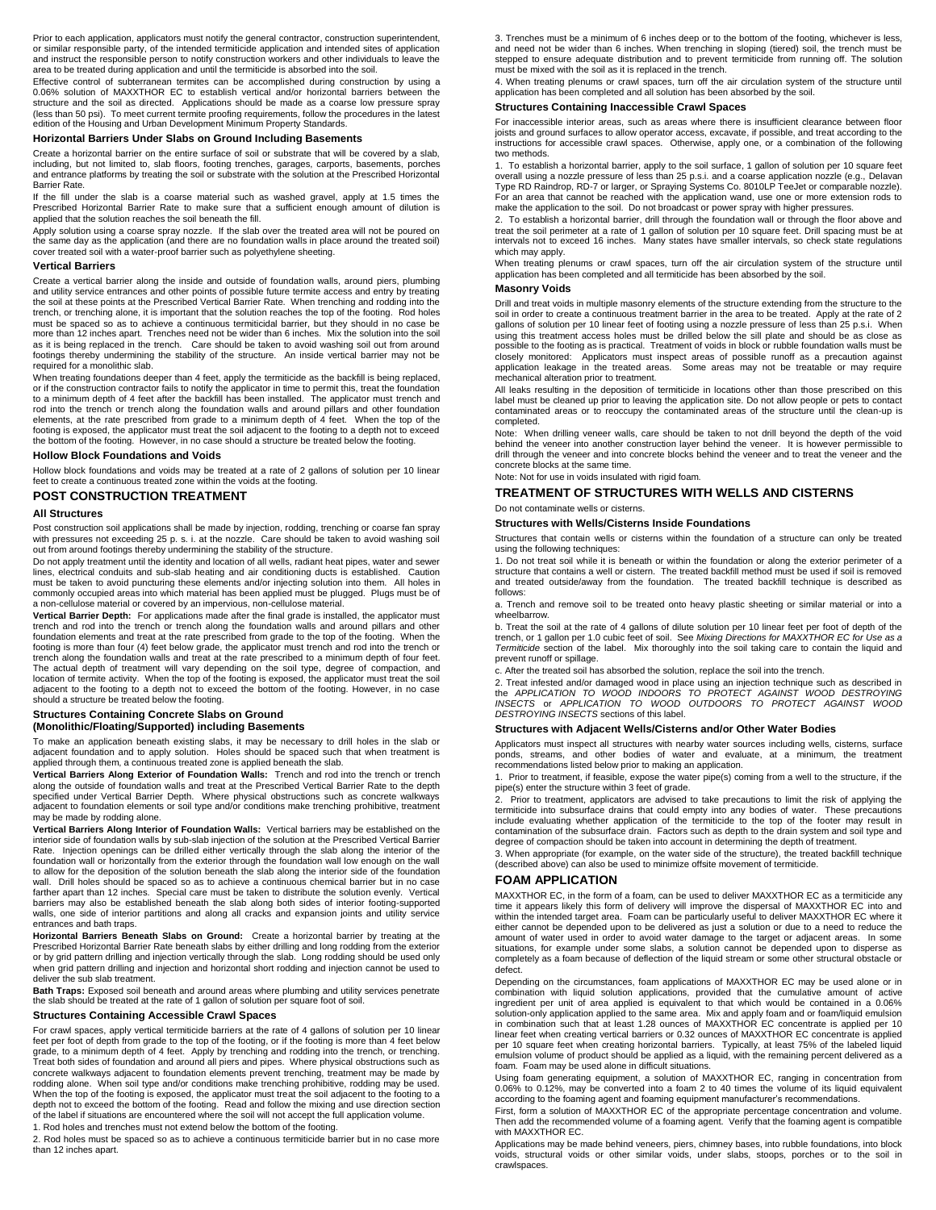Prior to each application, applicators must notify the general contractor, construction superintendent, or similar responsible party, of the intended termiticide application and intended sites of application and instruct the responsible person to notify construction workers and other individuals to leave the area to be treated during application and until the termiticide is absorbed into the soil.

Effective control of subterranean termites can be accomplished during construction by using a 0.06% solution of MAXXTHOR EC to establish vertical and/or horizontal barriers between the structure and the soil as directed. Applications should be made as a coarse low pressure spray (less than 50 psi). To meet current termite proofing requirements, follow the procedures in the latest edition of the Housing and Urban Development Minimum Property Standards.

### Horizontal Barriers Under Slabs on Ground Including Basements

Create a horizontal barrier on the entire surface of soil or substrate that will be covered by a slab, including, but not limited to, slab floors, footing trenches, garages, carports, basements, porches and entrance platforms by treating the soil or substrate with the solution at the Prescribed Horizontal Barrier Rate.

If the fill under the slab is a coarse material such as washed gravel, apply at 1.5 times the Prescribed Horizontal Barrier Rate to make sure that a sufficient enough amount of dilution is applied that the solution reaches the soil beneath the fill.

Apply solution using a coarse spray nozzle. If the slab over the treated area will not be poured on the same day as the application (and there are no foundation walls in place around the treated soil) cover treated soil with a water-proof barrier such as polyethylene sheeting.

### Vertical Barriers

Create a vertical barrier along the inside and outside of foundation walls, around piers, plumbing and utility service entrances and other points of possible future termite access and entry by treating the soil at these points at the Prescribed Vertical Barrier Rate. When trenching and rodding into the trench, or trenching alone, it is important that the solution reaches the top of the footing. Rod holes must be spaced so as to achieve a continuous termiticidal barrier, but they should in no case be more than 12 inches apart. Trenches need not be wider than 6 inches. Mix the solution into the soil as it is being replaced in the trench. Care should be taken to avoid washing soil out from around footings thereby undermining the stability of the structure. An inside vertical barrier may not be required for a monolithic slab.

When treating foundations deeper than 4 feet, apply the termiticide as the backfill is being replaced, or if the construction contractor fails to notify the applicator in time to permit this, treat the foundation to a minimum depth of 4 feet after the backfill has been installed. The applicator must trench and rod into the trench or trench along the foundation walls and around pillars and other foundation elements, at the rate prescribed from grade to a minimum depth of 4 feet. When the top of the footing is exposed, the applicator must treat the soil adjacent to the footing to a depth not to exceed the bottom of the footing. However, in no case should a structure be treated below the footing.

### Hollow Block Foundations and Voids

Hollow block foundations and voids may be treated at a rate of 2 gallons of solution per 10 linear feet to create a continuous treated zone within the voids at the footing.

## POST CONSTRUCTION TREATMENT

### All Structures

Post construction soil applications shall be made by injection, rodding, trenching or coarse fan spray with pressures not exceeding 25 p. s. i. at the nozzle. Care should be taken to avoid washing soil out from around footings thereby undermining the stability of the structure.

Do not apply treatment until the identity and location of all wells, radiant heat pipes, water and sewer lines, electrical conduits and sub-slab heating and air conditioning ducts is established. Caution must be taken to avoid puncturing these elements and/or injecting solution into them. All holes in commonly occupied areas into which material has been applied must be plugged. Plugs must be of a non-cellulose material or covered by an impervious, non-cellulose material.

**Vertical Barrier Depth:** For applications made after the final grade is installed, the applicator must trench and rod into the trench or trench along the foundation walls and around pillars and other foundation elements and treat at the rate prescribed from grade to the top of the footing. When the footing is more than four (4) feet below grade, the applicator must trench and rod into the trench or trench along the foundation walls and treat at the rate prescribed to a minimum depth of four feet. The actual depth of treatment will vary depending on the soil type, degree of compaction, and location of termite activity. When the top of the footing is exposed, the applicator must treat the soil adjacent to the footing to a depth not to exceed the bottom of the footing. However, in no case should a structure be treated below the footing.

### Structures Containing Concrete Slabs on Ground (Monolithic/Floating/Supported) including Basements

To make an application beneath existing slabs, it may be necessary to drill holes in the slab or adjacent foundation and to apply solution. Holes should be spaced such that when treatment is applied through them, a continuous treated zone is applied beneath the slab.

**Vertical Barriers Along Exterior of Foundation Walls:** Trench and rod into the trench or trench along the outside of foundation walls and treat at the Prescribed Vertical Barrier Rate to the depth specified under Vertical Barrier Depth. Where physical obstructions such as concrete walkways adjacent to foundation elements or soil type and/or conditions make trenching prohibitive, treatment may be made by rodding alone.

**Vertical Barriers Along Interior of Foundation Walls:** Vertical barriers may be established on the interior side of foundation walls by sub-slab injection of the solution at the Prescribed Vertical Barrier Rate. Injection openings can be drilled either vertically through the slab along the interior of the foundation wall or horizontally from the exterior through the foundation wall low enough on the wall to allow for the deposition of the solution beneath the slab along the interior side of the foundation wall. Drill holes should be spaced so as to achieve a continuous chemical barrier but in no case farther apart than 12 inches. Special care must be taken to distribute the solution evenly. Vertical barriers may also be established beneath the slab along both sides of interior footing-supported walls, one side of interior partitions and along all cracks and expansion joints and utility service entrances and bath traps.

**Horizontal Barriers Beneath Slabs on Ground:** Create a horizontal barrier by treating at the Prescribed Horizontal Barrier Rate beneath slabs by either drilling and long rodding from the exterior or by grid pattern drilling and injection vertically through the slab. Long rodding should be used only when grid pattern drilling and injection and horizontal short rodding and injection cannot be used to deliver the sub slab treatment.

**Bath Traps:** Exposed soil beneath and around areas where plumbing and utility services penetrate the slab should be treated at the rate of 1 gallon of solution per square foot of soil.

### Structures Containing Accessible Crawl Spaces

For crawl spaces, apply vertical termiticide barriers at the rate of 4 gallons of solution per 10 linear feet per foot of depth from grade to the top of the footing, or if the footing is more than 4 feet below grade, to a minimum depth of 4 feet. Apply by trenching and rodding into the trench, or trenching. Treat both sides of foundation and around all piers and pipes. Where physical obstructions such as concrete walkways adjacent to foundation elements prevent trenching, treatment may be made by rodding alone. When soil type and/or conditions make trenching prohibitive, rodding may be used. When the top of the footing is exposed, the applicator must treat the soil adjacent to the footing to a depth not to exceed the bottom of the footing. Read and follow the mixing and use direction section of the label if situations are encountered where the soil will not accept the full application volume.

1. Rod holes and trenches must not extend below the bottom of the footing.

2. Rod holes must be spaced so as to achieve a continuous termiticide barrier but in no case more than 12 inches apart.

3. Trenches must be a minimum of 6 inches deep or to the bottom of the footing, whichever is less, and need not be wider than 6 inches. When trenching in sloping (tiered) soil, the trench must be stepped to ensure adequate distribution and to prevent termiticide from running off. The solution must be mixed with the soil as it is replaced in the trench.

4. When treating plenums or crawl spaces, turn off the air circulation system of the structure until application has been completed and all solution has been absorbed by the soil.

### Structures Containing Inaccessible Crawl Spaces

For inaccessible interior areas, such as areas where there is insufficient clearance between floor joists and ground surfaces to allow operator access, excavate, if possible, and treat according to the instructions for accessible crawl spaces. Otherwise, apply one, or a combination of the following two methods.

1. To establish a horizontal barrier, apply to the soil surface, 1 gallon of solution per 10 square feet overall using a nozzle pressure of less than 25 p.s.i. and a coarse application nozzle (e.g., Delavan Type RD Raindrop, RD-7 or larger, or Spraying Systems Co. 8010LP TeeJet or comparable nozzle). For an area that cannot be reached with the application wand, use one or more extension rods to make the application to the soil. Do not broadcast or power spray with higher pressures.

2. To establish a horizontal barrier, drill through the foundation wall or through the floor above and treat the soil perimeter at a rate of 1 gallon of solution per 10 square feet. Drill spacing must be at intervals not to exceed 16 inches. Many states have smaller intervals, so check state regulations which may apply.

When treating plenums or crawl spaces, turn off the air circulation system of the structure until application has been completed and all termiticide has been absorbed by the soil.

### Masonry Voids

Drill and treat voids in multiple masonry elements of the structure extending from the structure to the soil in order to create a continuous treatment barrier in the area to be treated. Apply at the rate of 2 gallons of solution per 10 linear feet of footing using a nozzle pressure of less than 25 p.s.i. When using this treatment access holes must be drilled below the sill plate and should be as close as possible to the footing as is practical. Treatment of voids in block or rubble foundation walls must be closely monitored: Applicators must inspect areas of possible runoff as a precaution against application leakage in the treated areas. Some areas may not be treatable or may require mechanical alteration prior to treatment.

All leaks resulting in the deposition of termiticide in locations other than those prescribed on this label must be cleaned up prior to leaving the application site. Do not allow people or pets to contact contaminated areas or to reoccupy the contaminated areas of the structure until the clean-up is completed.

Note: When drilling veneer walls, care should be taken to not drill beyond the depth of the void behind the veneer into another construction layer behind the veneer. It is however permissible to drill through the veneer and into concrete blocks behind the veneer and to treat the veneer and the concrete blocks at the same time.

Note: Not for use in voids insulated with rigid foam.

## TREATMENT OF STRUCTURES WITH WELLS AND CISTERNS

Do not contaminate wells or cisterns.

### Structures with Wells/Cisterns Inside Foundations

Structures that contain wells or cisterns within the foundation of a structure can only be treated using the following techniques:

1. Do not treat soil while it is beneath or within the foundation or along the exterior perimeter of a structure that contains a well or cistern. The treated backfill method must be used if soil is removed and treated outside/away from the foundation. The treated backfill technique is described as follows:

a. Trench and remove soil to be treated onto heavy plastic sheeting or similar material or into a wheelbarrow.

b. Treat the soil at the rate of 4 gallons of dilute solution per 10 linear feet per foot of depth of the trench, or 1 gallon per 1.0 cubic feet of soil. See *Mixing Directions for MAXXTHOR EC for Use as a Termiticide* section of the label. Mix thoroughly into the soil taking care to contain the liquid and prevent runoff or spillage.

c. After the treated soil has absorbed the solution, replace the soil into the trench.

2. Treat infested and/or damaged wood in place using an injection technique such as described in the *APPLICATION TO WOOD INDOORS TO PROTECT AGAINST WOOD DESTROYING INSECTS* or *APPLICATION TO WOOD OUTDOORS TO PROTECT AGAINST WOOD DESTROYING INSECTS* sections of this label.

### Structures with Adjacent Wells/Cisterns and/or Other Water Bodies

Applicators must inspect all structures with nearby water sources including wells, cisterns, surface ponds, streams, and other bodies of water and evaluate, at a minimum, the treatment recommendations listed below prior to making an application.

1. Prior to treatment, if feasible, expose the water pipe(s) coming from a well to the structure, if the pipe(s) enter the structure within 3 feet of grade.

2. Prior to treatment, applicators are advised to take precautions to limit the risk of applying the termiticide into subsurface drains that could empty into any bodies of water. These precautions include evaluating whether application of the termiticide to the top of the footer may result in contamination of the subsurface drain. Factors such as depth to the drain system and soil type and degree of compaction should be taken into account in determining the depth of treatment.

3. When appropriate (for example, on the water side of the structure), the treated backfill technique (described above) can also be used to minimize offsite movement of termiticide.

## FOAM APPLICATION

MAXXTHOR EC, in the form of a foam, can be used to deliver MAXXTHOR EC as a termiticide any time it appears likely this form of delivery will improve the dispersal of MAXXTHOR EC into and within the intended target area. Foam can be particularly useful to deliver MAXXTHOR EC where it either cannot be depended upon to be delivered as just a solution or due to a need to reduce the amount of water used in order to avoid water damage to the target or adjacent areas. In some situations, for example under some slabs, a solution cannot be depended upon to disperse as completely as a foam because of deflection of the liquid stream or some other structural obstacle or defect.

Depending on the circumstances, foam applications of MAXXTHOR EC may be used alone or in combination with liquid solution applications, provided that the cumulative amount of active ingredient per unit of area applied is equivalent to that which would be contained in a 0.06% solution-only application applied to the same area. Mix and apply foam and or foam/liquid emulsion in combination such that at least 1.28 ounces of MAXXTHOR EC concentrate is applied per 10 linear feet when creating vertical barriers or 0.32 ounces of MAXXTHOR EC concentrate is applied per 10 square feet when creating horizontal barriers. Typically, at least 75% of the labeled liquid emulsion volume of product should be applied as a liquid, with the remaining percent delivered as a foam. Foam may be used alone in difficult situations.

Using foam generating equipment, a solution of MAXXTHOR EC, ranging in concentration from 0.06% to 0.12%, may be converted into a foam 2 to 40 times the volume of its liquid equivalent according to the foaming agent and foaming equipment manufacturer's recommendations.

First, form a solution of MAXXTHOR EC of the appropriate percentage concentration and volume. Then add the recommended volume of a foaming agent. Verify that the foaming agent is compatible with MAXXTHOR EC.

Applications may be made behind veneers, piers, chimney bases, into rubble foundations, into block voids, structural voids or other similar voids, under slabs, stoops, porches or to the soil in crawlspaces.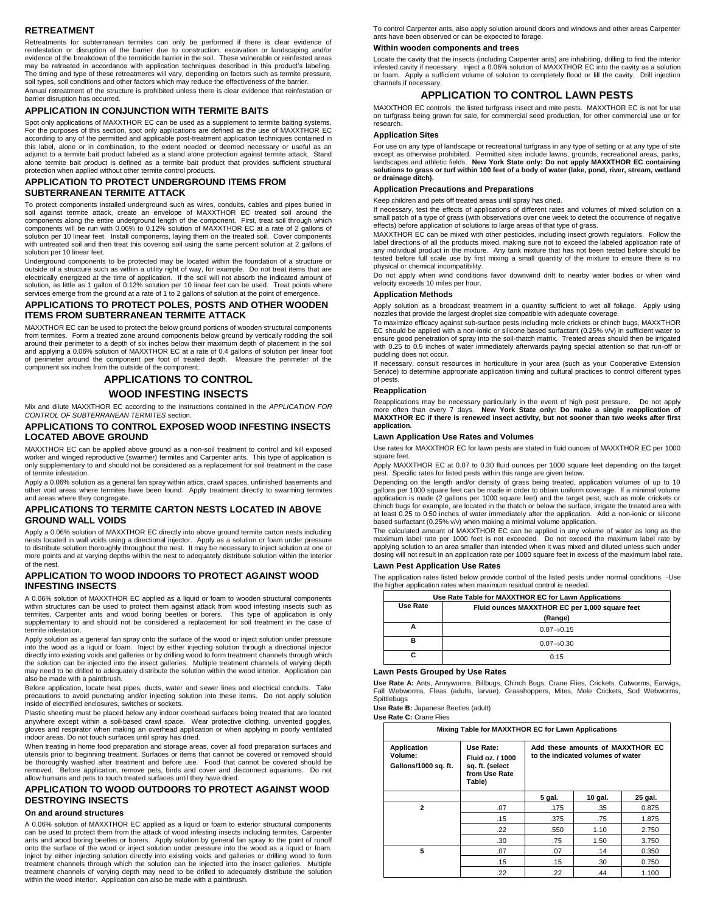## RETREATMENT

Retreatments for subterranean termites can only be performed if there is clear evidence of reinfestation or disruption of the barrier due to construction, excavation or landscaping and/or evidence of the breakdown of the termiticide barrier in the soil. These vulnerable or reinfested areas may be retreated in accordance with application techniques described in this product's labeling. The timing and type of these retreatments will vary, depending on factors such as termite pressure, soil types, soil conditions and other factors which may reduce the effectiveness of the barrier.

Annual retreatment of the structure is prohibited unless there is clear evidence that reinfestation or barrier disruption has occurred.

## APPLICATION IN CONJUNCTION WITH TERMITE BAITS

Spot only applications of MAXXTHOR EC can be used as a supplement to termite baiting systems. For the purposes of this section, spot only applications are defined as the use of MAXXTHOR EC according to any of the permitted and applicable post-treatment application techniques contained in this label, alone or in combination, to the extent needed or deemed necessary or useful as an adjunct to a termite bait product labeled as a stand alone protection against termite attack. Stand alone termite bait product is defined as a termite bait product that provides sufficient structural protection when applied without other termite control products.

## APPLICATION TO PROTECT UNDERGROUND ITEMS FROM SUBTERRANEAN TERMITE ATTACK

To protect components installed underground such as wires, conduits, cables and pipes buried in soil against termite attack, create an envelope of MAXXTHOR EC treated soil around the components along the entire underground length of the component. First, treat soil through which components will be run with 0.06% to 0.12% solution of MAXXTHOR EC at a rate of 2 gallons of solution per 10 linear feet. Install components, laying them on the treated soil. Cover components with untreated soil and then treat this covering soil using the same percent solution at 2 gallons of solution per 10 linear feet.

Underground components to be protected may be located within the foundation of a structure or outside of a structure such as within a utility right of way, for example. Do not treat items that are electrically energized at the time of application. If the soil will not absorb the indicated amount of solution, as little as 1 gallon of 0.12% solution per 10 linear feet can be used. Treat points where services emerge from the ground at a rate of 1 to 2 gallons of solution at the point of emergence.

## APPLICATIONS TO PROTECT POLES, POSTS AND OTHER WOODEN ITEMS FROM SUBTERRANEAN TERMITE ATTACK

MAXXTHOR EC can be used to protect the below ground portions of wooden structural components from termites. Form a treated zone around components below ground by vertically rodding the soil around their perimeter to a depth of six inches below their maximum depth of placement in the soil and applying a 0.06% solution of MAXXTHOR EC at a rate of 0.4 gallons of solution per linear foot of perimeter around the component per foot of treated depth. Measure the perimeter of the component six inches from the outside of the component.

## APPLICATIONS TO CONTROL WOOD INFESTING INSECTS

Mix and dilute MAXXTHOR EC according to the instructions contained in the *APPLICATION FOR CONTROL OF SUBTERRANEAN TERMITES* section.

## APPLICATIONS TO CONTROL EXPOSED WOOD INFESTING INSECTS LOCATED ABOVE GROUND

MAXXTHOR EC can be applied above ground as a non-soil treatment to control and kill exposed worker and winged reproductive (swarmer) termites and Carpenter ants. This type of application is only supplementary to and should not be considered as a replacement for soil treatment in the case of termite infestation.

Apply a 0.06% solution as a general fan spray within attics, crawl spaces, unfinished basements and other void areas where termites have been found. Apply treatment directly to swarming termites and areas where they congregate.

## APPLICATIONS TO TERMITE CARTON NESTS LOCATED IN ABOVE GROUND WALL VOIDS

Apply a 0.06% solution of MAXXTHOR EC directly into above ground termite carton nests including nests located in wall voids using a directional injector. Apply as a solution or foam under pressure to distribute solution thoroughly throughout the nest. It may be necessary to inject solution at one or more points and at varying depths within the nest to adequately distribute solution within the interior of the nest.

## APPLICATION TO WOOD INDOORS TO PROTECT AGAINST WOOD INFESTING INSECTS

A 0.06% solution of MAXXTHOR EC applied as a liquid or foam to wooden structural components within structures can be used to protect them against attack from wood infesting insects such as termites, Carpenter ants and wood boring beetles or borers. This type of application is only supplementary to and should not be considered a replacement for soil treatment in the case of termite infestation.

Apply solution as a general fan spray onto the surface of the wood or inject solution under pressure into the wood as a liquid or foam. Inject by either injecting solution through a directional injector directly into existing voids and galleries or by drilling wood to form treatment channels through which the solution can be injected into the insect galleries. Multiple treatment channels of varying depth may need to be drilled to adequately distribute the solution within the wood interior. Application can also be made with a paintbrush.

Before application, locate heat pipes, ducts, water and sewer lines and electrical conduits. Take precautions to avoid puncturing and/or injecting solution into these items. Do not apply solution inside of electrified enclosures, switches or sockets.

Plastic sheeting must be placed below any indoor overhead surfaces being treated that are located anywhere except within a soil-based crawl space. Wear protective clothing, unvented goggles, gloves and respirator when making an overhead application or when applying in poorly ventilated indoor areas. Do not touch surfaces until spray has dried.

When treating in home food preparation and storage areas, cover all food preparation surfaces and utensils prior to beginning treatment. Surfaces or items that cannot be covered or removed should be thoroughly washed after treatment and before use. Food that cannot be covered should be removed. Before application, remove pets, birds and cover and disconnect aquariums. Do not allow humans and pets to touch treated surfaces until they have dried.

## APPLICATION TO WOOD OUTDOORS TO PROTECT AGAINST WOOD DESTROYING INSECTS

### On and around structures

A 0.06% solution of MAXXTHOR EC applied as a liquid or foam to exterior structural components can be used to protect them from the attack of wood infesting insects including termites, Carpenter ants and wood boring beetles or borers. Apply solution by general fan spray to the point of runoff onto the surface of the wood or inject solution under pressure into the wood as a liquid or foam. Inject by either injecting solution directly into existing voids and galleries or drilling wood to form treatment channels through which the solution can be injected into the insect galleries. Multiple treatment channels of varying depth may need to be drilled to adequately distribute the solution within the wood interior. Application can also be made with a paintbrush.

To control Carpenter ants, also apply solution around doors and windows and other areas Carpenter ants have been observed or can be expected to forage.

### Within wooden components and trees

Locate the cavity that the insects (including Carpenter ants) are inhabiting, drilling to find the interior infested cavity if necessary. Inject a 0.06% solution of MAXXTHOR EC into the cavity as a solution or foam. Apply a sufficient volume of solution to completely flood or fill the cavity. Drill injection channels if necessary.

## APPLICATION TO CONTROL LAWN PESTS

MAXXTHOR EC controls the listed turfgrass insect and mite pests. MAXXTHOR EC is not for use on turfgrass being grown for sale, for commercial seed production, for other commercial use or for research.

### Application Sites

For use on any type of landscape or recreational turfgrass in any type of setting or at any type of site except as otherwise prohibited. Permitted sites include lawns, grounds, recreational areas, parks, landscapes and athletic fields. **New York State only: Do not apply MAXXTHOR EC containing solutions to grass or turf within 100 feet of a body of water (lake, pond, river, stream, wetland or drainage ditch).**

### Application Precautions and Preparations

Keep children and pets off treated areas until spray has dried.

If necessary, test the effects of applications of different rates and volumes of mixed solution on a small patch of a type of grass (with observations over one week to detect the occurrence of negative effects) before application of solutions to large areas of that type of grass.

MAXXTHOR EC can be mixed with other pesticides, including insect growth regulators. Follow the label directions of all the products mixed, making sure not to exceed the labeled application rate of any individual product in the mixture. Any tank mixture that has not been tested before should be tested before full scale use by first mixing a small quantity of the mixture to ensure there is no physical or chemical incompatibility.

Do not apply when wind conditions favor downwind drift to nearby water bodies or when wind velocity exceeds 10 miles per hour.

### Application Methods

Apply solution as a broadcast treatment in a quantity sufficient to wet all foliage. Apply using nozzles that provide the largest droplet size compatible with adequate coverage.

To maximize efficacy against sub-surface pests including mole crickets or chinch bugs, MAXXTHOR EC should be applied with a non-ionic or silicone based surfactant (0.25% v/v) in sufficient water to ensure good penetration of spray into the soil-thatch matrix. Treated areas should then be irrigated with 0.25 to 0.5 inches of water immediately afterwards paying special attention so that run-off or puddling does not occur.

If necessary, consult resources in horticulture in your area (such as your Cooperative Extension Service) to determine appropriate application timing and cultural practices to control different types of pests.

### Reapplication

Reapplications may be necessary particularly in the event of high pest pressure. Do not apply more often than every 7 days. **New York State only: Do make a single reapplication of MAXXTHOR EC if there is renewed insect activity, but not sooner than two weeks after first application.**

### Lawn Application Use Rates and Volumes

Use rates for MAXXTHOR EC for lawn pests are stated in fluid ounces of MAXXTHOR EC per 1000 square feet.

Apply MAXXTHOR EC at 0.07 to 0.30 fluid ounces per 1000 square feet depending on the target pest. Specific rates for listed pests within this range are given below.

Depending on the length and/or density of grass being treated, application volumes of up to 10 gallons per 1000 square feet can be made in order to obtain uniform coverage. If a minimal volume application is made (2 gallons per 1000 square feet) and the target pest, such as mole crickets or chinch bugs for example, are located in the thatch or below the surface, irrigate the treated area with at least 0.25 to 0.50 inches of water immediately after the application. Add a non-ionic or silicone based surfactant (0.25% v/v) when making a minimal volume application.

The calculated amount of MAXXTHOR EC can be applied in any volume of water as long as the maximum label rate per 1000 feet is not exceeded. Do not exceed the maximum label rate by applying solution to an area smaller than intended when it was mixed and diluted unless such under dosing will not result in an application rate per 1000 square feet in excess of the maximum label rate.

### Lawn Pest Application Use Rates

The application rates listed below provide control of the listed pests under normal conditions. Use the higher application rates when maximum residual control is needed.

| Use Rate Table for MAXXTHOR EC for Lawn Applications | |
|---|---|
| **Use Rate** | **Fluid ounces MAXXTHOR EC per 1,000 square feet (Range)** |
| A | 0.07⇒0.15 |
| B | 0.07⇒0.30 |
| C | 0.15 |

### Lawn Pests Grouped by Use Rates

**Use Rate A:** Ants, Armyworms, Billbugs, Chinch Bugs, Crane Flies, Crickets, Cutworms, Earwigs, Fall Webworms, Fleas (adults, larvae), Grasshoppers, Mites, Mole Crickets, Sod Webworms, Spittlebugs

**Use Rate B:** Japanese Beetles (adult)

**Use Rate C:** Crane Flies

| Mixing Table for MAXXTHOR EC for Lawn Applications | | | | |
|---|---|---|---|---|
| **Application Volume: Gallons/1000 sq. ft.** | **Use Rate: Fluid oz. / 1000 sq. ft. (select from Use Rate Table)** | **Add these amounts of MAXXTHOR EC to the indicated volumes of water** | | |
| | | **5 gal.** | **10 gal.** | **25 gal.** |
| **2** | .07 | .175 | .35 | 0.875 |
| | .15 | .375 | .75 | 1.875 |
| | .22 | .550 | 1.10 | 2.750 |
| | .30 | .75 | 1.50 | 3.750 |
| **5** | .07 | .07 | .14 | 0.350 |
| | .15 | .15 | .30 | 0.750 |
| | .22 | .22 | .44 | 1.100 |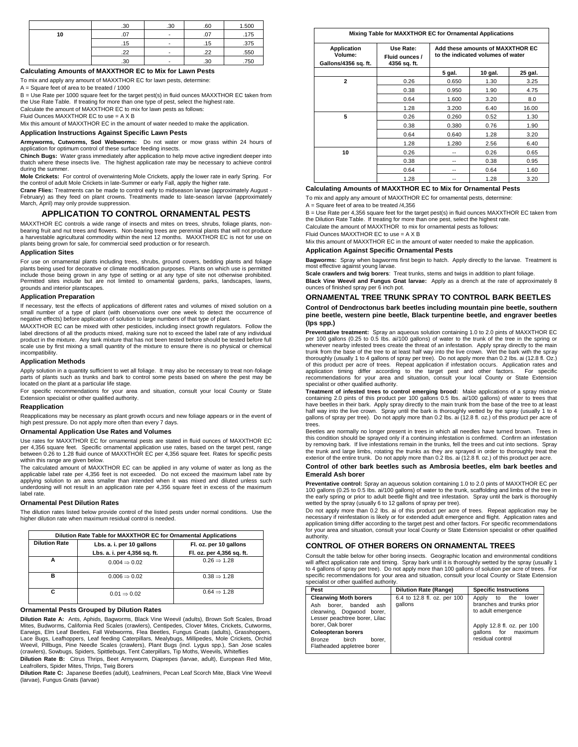| | .30 | .30 | .60 | 1.500 |
|---|---|---|---|---|
| 10 | .07 | - | .07 | .175 |
| | .15 | - | .15 | .375 |
| | .22 | - | .22 | .550 |
| | .30 | - | .30 | .750 |

**Calculating Amounts of MAXXTHOR EC to Mix for Lawn Pests**

To mix and apply any amount of MAXXTHOR EC for lawn pests, determine:

A = Square feet of area to be treated / 1000

B = Use Rate per 1000 square feet for the target pest(s) in fluid ounces MAXXTHOR EC taken from the Use Rate Table. If treating for more than one type of pest, select the highest rate.

Calculate the amount of MAXXTHOR EC to mix for lawn pests as follows:

Fluid Ounces MAXXTHOR EC to use = A X B

Mix this amount of MAXXTHOR EC in the amount of water needed to make the application.

**Application Instructions Against Specific Lawn Pests**

**Armyworms, Cutworms, Sod Webworms:** Do not water or mow grass within 24 hours of application for optimum control of these surface feeding insects.

**Chinch Bugs:** Water grass immediately after application to help move active ingredient deeper into thatch where these insects live. The highest application rate may be necessary to achieve control during the summer.

**Mole Crickets:** For control of overwintering Mole Crickets, apply the lower rate in early Spring. For the control of adult Mole Crickets in late-Summer or early Fall, apply the higher rate.

**Crane Flies:** Treatments can be made to control early to midseason larvae (approximately August - February) as they feed on plant crowns. Treatments made to late-season larvae (approximately March, April) may only provide suppression.

## APPLICATION TO CONTROL ORNAMENTAL PESTS

MAXXTHOR EC controls a wide range of insects and mites on trees, shrubs, foliage plants, non-bearing fruit and nut trees and flowers. Non-bearing trees are perennial plants that will not produce a harvestable agricultural commodity within the next 12 months. MAXXTHOR EC is not for use on plants being grown for sale, for commercial seed production or for research.

**Application Sites**

For use on ornamental plants including trees, shrubs, ground covers, bedding plants and foliage plants being used for decorative or climate modification purposes. Plants on which use is permitted include those being grown in any type of setting or at any type of site not otherwise prohibited. Permitted sites include but are not limited to ornamental gardens, parks, landscapes, lawns, grounds and interior plantscapes.

**Application Preparation**

If necessary, test the effects of applications of different rates and volumes of mixed solution on a small number of a type of plant (with observations over one week to detect the occurrence of negative effects) before application of solution to large numbers of that type of plant.

MAXXTHOR EC can be mixed with other pesticides, including insect growth regulators. Follow the label directions of all the products mixed, making sure not to exceed the label rate of any individual product in the mixture. Any tank mixture that has not been tested before should be tested before full scale use by first mixing a small quantity of the mixture to ensure there is no physical or chemical incompatibility.

**Application Methods**

Apply solution in a quantity sufficient to wet all foliage. It may also be necessary to treat non-foliage parts of plants such as trunks and bark to control some pests based on where the pest may be located on the plant at a particular life stage.

For specific recommendations for your area and situation, consult your local County or State Extension specialist or other qualified authority.

**Reapplication**

Reapplications may be necessary as plant growth occurs and new foliage appears or in the event of high pest pressure. Do not apply more often than every 7 days.

**Ornamental Application Use Rates and Volumes**

Use rates for MAXXTHOR EC for ornamental pests are stated in fluid ounces of MAXXTHOR EC per 4,356 square feet. Specific ornamental application use rates, based on the target pest, range between 0.26 to 1.28 fluid ounce of MAXXTHOR EC per 4,356 square feet. Rates for specific pests within this range are given below.

The calculated amount of MAXXTHOR EC can be applied in any volume of water as long as the applicable label rate per 4,356 feet is not exceeded. Do not exceed the maximum label rate by applying solution to an area smaller than intended when it was mixed and diluted unless such underdosing will not result in an application rate per 4,356 square feet in excess of the maximum label rate.

**Ornamental Pest Dilution Rates**

The dilution rates listed below provide control of the listed pests under normal conditions. Use the higher dilution rate when maximum residual control is needed.

| Dilution Rate Table for MAXXTHOR EC for Ornamental Applications | | |
|---|---|---|
| **Dilution Rate** | **Lbs. a. i. per 10 gallons** | **Fl. oz. per 10 gallons** |
| | **Lbs. a. i. per 4,356 sq. ft.** | **Fl. oz. per 4,356 sq. ft.** |
| A | 0.004 ⇒ 0.02 | 0.26 ⇒ 1.28 |
| B | 0.006 ⇒ 0.02 | 0.38 ⇒ 1.28 |
| C | 0.01 ⇒ 0.02 | 0.64 ⇒ 1.28 |

**Ornamental Pests Grouped by Dilution Rates**

**Dilution Rate A:** Ants, Aphids, Bagworms, Black Vine Weevil (adults), Brown Soft Scales, Broad Mites, Budworms, California Red Scales (crawlers), Centipedes, Clover Mites, Crickets, Cutworms, Earwigs, Elm Leaf Beetles, Fall Webworms, Flea Beetles, Fungus Gnats (adults), Grasshoppers, Lace Bugs, Leafhoppers, Leaf feeding Caterpillars, Mealybugs, Millipedes, Mole Crickets, Orchid Weevil, Pillbugs, Pine Needle Scales (crawlers), Plant Bugs (incl. Lygus spp.), San Jose scales (crawlers), Sowbugs, Spiders, Spittlebugs, Tent Caterpillars, Tip Moths, Weevils, Whiteflies

**Dilution Rate B:** Citrus Thrips, Beet Armyworm, Diaprepes (larvae, adult), European Red Mite, Leafrollers, Spider Mites, Thrips, Twig Borers

**Dilution Rate C:** Japanese Beetles (adult), Leafminers, Pecan Leaf Scorch Mite, Black Vine Weevil (larvae), Fungus Gnats (larvae)

| Mixing Table for MAXXTHOR EC for Ornamental Applications | | | | |
|---|---|---|---|---|
| **Application Volume: Gallons/4356 sq. ft.** | **Use Rate: Fluid ounces / 4356 sq. ft.** | **Add these amounts of MAXXTHOR EC to the indicated volumes of water** | | |
| | | **5 gal.** | **10 gal.** | **25 gal.** |
| 2 | 0.26 | 0.650 | 1.30 | 3.25 |
| | 0.38 | 0.950 | 1.90 | 4.75 |
| | 0.64 | 1.600 | 3.20 | 8.0 |
| | 1.28 | 3.200 | 6.40 | 16.00 |
| 5 | 0.26 | 0.260 | 0.52 | 1.30 |
| | 0.38 | 0.380 | 0.76 | 1.90 |
| | 0.64 | 0.640 | 1.28 | 3.20 |
| | 1.28 | 1.280 | 2.56 | 6.40 |
| 10 | 0.26 | -- | 0.26 | 0.65 |
| | 0.38 | -- | 0.38 | 0.95 |
| | 0.64 | -- | 0.64 | 1.60 |
| | 1.28 | -- | 1.28 | 3.20 |

**Calculating Amounts of MAXXTHOR EC to Mix for Ornamental Pests**

To mix and apply any amount of MAXXTHOR EC for ornamental pests, determine:

A = Square feet of area to be treated /4,356

B = Use Rate per 4,356 square feet for the target pest(s) in fluid ounces MAXXTHOR EC taken from the Dilution Rate Table. If treating for more than one pest, select the highest rate.

Calculate the amount of MAXXTHOR to mix for ornamental pests as follows:

Fluid Ounces MAXXTHOR EC to use = A X B

Mix this amount of MAXXTHOR EC in the amount of water needed to make the application.

**Application Against Specific Ornamental Pests**

**Bagworms:** Spray when bagworms first begin to hatch. Apply directly to the larvae. Treatment is most effective against young larvae.

**Scale crawlers and twig borers**: Treat trunks, stems and twigs in addition to plant foliage.

**Black Vine Weevil and Fungus Gnat larvae:** Apply as a drench at the rate of approximately 8 ounces of finished spray per 6 inch pot.

## ORNAMENTAL TREE TRUNK SPRAY TO CONTROL BARK BEETLES

**Control of Dendroctonus bark beetles including mountain pine beetle, southern pine beetle, western pine beetle, Black turpentine beetle, and engraver beetles (Ips spp.)**

**Preventative treatment:** Spray an aqueous solution containing 1.0 to 2.0 pints of MAXXTHOR EC per 100 gallons (0.25 to 0.5 lbs. ai/100 gallons) of water to the trunk of the tree in the spring or whenever nearby infested trees create the threat of an infestation. Apply spray directly to the main trunk from the base of the tree to at least half way into the live crown. Wet the bark with the spray thoroughly (usually 1 to 4 gallons of spray per tree). Do not apply more than 0.2 lbs. ai (12.8 fl. Oz.) of this product per acre of trees. Repeat application if infestation occurs. Application rates and application timing differ according to the target pest and other factors. For specific recommendations for your area and situation, consult your local County or State Extension specialist or other qualified authority.

**Treatment of infested trees to control emerging brood:** Make applications of a spray mixture containing 2.0 pints of this product per 100 gallons 0.5 lbs. ai/100 gallons) of water to trees that have beetles in their bark. Apply spray directly to the main trunk from the base of the tree to at least half way into the live crown. Spray until the bark is thoroughly wetted by the spray (usually 1 to 4 gallons of spray per tree). Do not apply more than 0.2 lbs. ai (12.8 fl. oz.) of this product per acre of trees.

Beetles are normally no longer present in trees in which all needles have turned brown. Trees in this condition should be sprayed only if a continuing infestation is confirmed. Confirm an infestation by removing bark. If live infestations remain in the trunks, fell the trees and cut into sections. Spray the trunk and large limbs, rotating the trunks as they are sprayed in order to thoroughly treat the exterior of the entire trunk. Do not apply more than 0.2 lbs. ai (12.8 fl. oz.) of this product per acre.

**Control of other bark beetles such as Ambrosia beetles, elm bark beetles and Emerald Ash borer**

**Preventative control:** Spray an aqueous solution containing 1.0 to 2.0 pints of MAXXTHOR EC per 100 gallons (0.25 to 0.5 lbs. ai/100 gallons) of water to the trunk, scaffolding and limbs of the tree in the early spring or prior to adult beetle flight and tree infestation. Spray until the bark is thoroughly wetted by the spray (usually 6 to 12 gallons of spray per tree).

Do not apply more than 0.2 lbs. ai of this product per acre of trees. Repeat application may be necessary if reinfestation is likely or for extended adult emergence and flight. Application rates and application timing differ according to the target pest and other factors. For specific recommendations for your area and situation, consult your local County or State Extension specialist or other qualified authority.

## CONTROL OF OTHER BORERS ON ORNAMENTAL TREES

Consult the table below for other boring insects. Geographic location and environmental conditions will affect application rate and timing. Spray bark until it is thoroughly wetted by the spray (usually 1 to 4 gallons of spray per tree). Do not apply more than 100 gallons of solution per acre of trees. For specific recommendations for your area and situation, consult your local County or State Extension specialist or other qualified authority.

| Pest | Dilution Rate (Range) | Specific Instructions |
|---|---|---|
| **Clearwing Moth borers**<br>Ash borer, banded ash clearwing, Dogwood borer, Lesser peachtree borer, Lilac borer, Oak borer<br>**Coleopteran borers**<br>Bronze birch borer, Flatheaded appletree borer | 6.4 to 12.8 fl. oz. per 100 gallons | Apply to the lower branches and trunks prior to adult emergence<br><br>Apply 12.8 fl. oz. per 100 gallons for maximum residual control |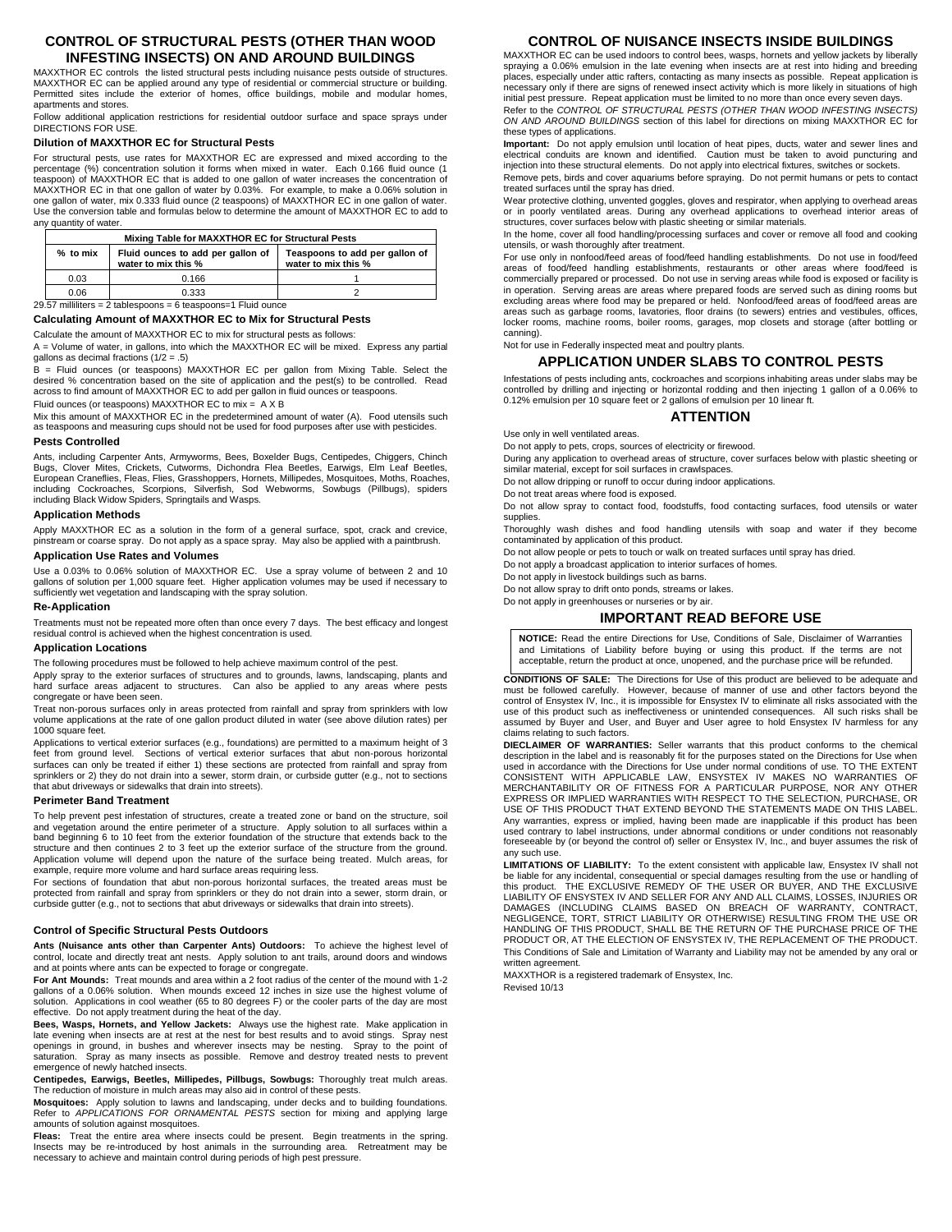## CONTROL OF STRUCTURAL PESTS (OTHER THAN WOOD INFESTING INSECTS) ON AND AROUND BUILDINGS

MAXXTHOR EC controls the listed structural pests including nuisance pests outside of structures. MAXXTHOR EC can be applied around any type of residential or commercial structure or building. Permitted sites include the exterior of homes, office buildings, mobile and modular homes, apartments and stores.

Follow additional application restrictions for residential outdoor surface and space sprays under DIRECTIONS FOR USE.

### Dilution of MAXXTHOR EC for Structural Pests

For structural pests, use rates for MAXXTHOR EC are expressed and mixed according to the percentage (%) concentration solution it forms when mixed in water. Each 0.166 fluid ounce (1 teaspoon) of MAXXTHOR EC that is added to one gallon of water increases the concentration of MAXXTHOR EC in that one gallon of water by 0.03%. For example, to make a 0.06% solution in one gallon of water, mix 0.333 fluid ounce (2 teaspoons) of MAXXTHOR EC in one gallon of water. Use the conversion table and formulas below to determine the amount of MAXXTHOR EC to add to any quantity of water.

| Mixing Table for MAXXTHOR EC for Structural Pests | | |
|---|---|---|
| % to mix | Fluid ounces to add per gallon of water to mix this % | Teaspoons to add per gallon of water to mix this % |
| 0.03 | 0.166 | 1 |
| 0.06 | 0.333 | 2 |

29.57 milliliters = 2 tablespoons = 6 teaspoons=1 Fluid ounce

### Calculating Amount of MAXXTHOR EC to Mix for Structural Pests

Calculate the amount of MAXXTHOR EC to mix for structural pests as follows:

A = Volume of water, in gallons, into which the MAXXTHOR EC will be mixed. Express any partial gallons as decimal fractions (1/2 = .5)

B = Fluid ounces (or teaspoons) MAXXTHOR EC per gallon from Mixing Table. Select the desired % concentration based on the site of application and the pest(s) to be controlled. Read across to find amount of MAXXTHOR EC to add per gallon in fluid ounces or teaspoons.

Fluid ounces (or teaspoons) MAXXTHOR EC to mix = A X B

Mix this amount of MAXXTHOR EC in the predetermined amount of water (A). Food utensils such as teaspoons and measuring cups should not be used for food purposes after use with pesticides.

### Pests Controlled

Ants, including Carpenter Ants, Armyworms, Bees, Boxelder Bugs, Centipedes, Chiggers, Chinch Bugs, Clover Mites, Crickets, Cutworms, Dichondra Flea Beetles, Earwigs, Elm Leaf Beetles, European Craneflies, Fleas, Flies, Grasshoppers, Hornets, Millipedes, Mosquitoes, Moths, Roaches, including Cockroaches, Scorpions, Silverfish, Sod Webworms, Sowbugs (Pillbugs), spiders including Black Widow Spiders, Springtails and Wasps.

### Application Methods

Apply MAXXTHOR EC as a solution in the form of a general surface, spot, crack and crevice, pinstream or coarse spray. Do not apply as a space spray. May also be applied with a paintbrush.

### Application Use Rates and Volumes

Use a 0.03% to 0.06% solution of MAXXTHOR EC. Use a spray volume of between 2 and 10 gallons of solution per 1,000 square feet. Higher application volumes may be used if necessary to sufficiently wet vegetation and landscaping with the spray solution.

### Re-Application

Treatments must not be repeated more often than once every 7 days. The best efficacy and longest residual control is achieved when the highest concentration is used.

### Application Locations

The following procedures must be followed to help achieve maximum control of the pest.

Apply spray to the exterior surfaces of structures and to grounds, lawns, landscaping, plants and hard surface areas adjacent to structures. Can also be applied to any areas where pests congregate or have been seen.

Treat non-porous surfaces only in areas protected from rainfall and spray from sprinklers with low volume applications at the rate of one gallon product diluted in water (see above dilution rates) per 1000 square feet.

Applications to vertical exterior surfaces (e.g., foundations) are permitted to a maximum height of 3 feet from ground level. Sections of vertical exterior surfaces that abut non-porous horizontal surfaces can only be treated if either 1) these sections are protected from rainfall and spray from sprinklers or 2) they do not drain into a sewer, storm drain, or curbside gutter (e.g., not to sections that abut driveways or sidewalks that drain into streets).

### Perimeter Band Treatment

To help prevent pest infestation of structures, create a treated zone or band on the structure, soil and vegetation around the entire perimeter of a structure. Apply solution to all surfaces within a band beginning 6 to 10 feet from the exterior foundation of the structure that extends back to the structure and then continues 2 to 3 feet up the exterior surface of the structure from the ground. Application volume will depend upon the nature of the surface being treated. Mulch areas, for example, require more volume and hard surface areas requiring less.

For sections of foundation that abut non-porous horizontal surfaces, the treated areas must be protected from rainfall and spray from sprinklers or they do not drain into a sewer, storm drain, or curbside gutter (e.g., not to sections that abut driveways or sidewalks that drain into streets).

### Control of Specific Structural Pests Outdoors

**Ants (Nuisance ants other than Carpenter Ants) Outdoors:** To achieve the highest level of control, locate and directly treat ant nests. Apply solution to ant trails, around doors and windows and at points where ants can be expected to forage or congregate.

**For Ant Mounds:** Treat mounds and area within a 2 foot radius of the center of the mound with 1-2 gallons of a 0.06% solution. When mounds exceed 12 inches in size use the highest volume of solution. Applications in cool weather (65 to 80 degrees F) or the cooler parts of the day are most effective. Do not apply treatment during the heat of the day.

**Bees, Wasps, Hornets, and Yellow Jackets:** Always use the highest rate. Make application in late evening when insects are at rest at the nest for best results and to avoid stings. Spray nest openings in ground, in bushes and wherever insects may be nesting. Spray to the point of saturation. Spray as many insects as possible. Remove and destroy treated nests to prevent emergence of newly hatched insects.

**Centipedes, Earwigs, Beetles, Millipedes, Pillbugs, Sowbugs:** Thoroughly treat mulch areas. The reduction of moisture in mulch areas may also aid in control of these pests.

**Mosquitoes:** Apply solution to lawns and landscaping, under decks and to building foundations. Refer to *APPLICATIONS FOR ORNAMENTAL PESTS* section for mixing and applying large amounts of solution against mosquitoes.

**Fleas:** Treat the entire area where insects could be present. Begin treatments in the spring. Insects may be re-introduced by host animals in the surrounding area. Retreatment may be necessary to achieve and maintain control during periods of high pest pressure.

## CONTROL OF NUISANCE INSECTS INSIDE BUILDINGS

MAXXTHOR EC can be used indoors to control bees, wasps, hornets and yellow jackets by liberally spraying a 0.06% emulsion in the late evening when insects are at rest into hiding and breeding places, especially under attic rafters, contacting as many insects as possible. Repeat application is necessary only if there are signs of renewed insect activity which is more likely in situations of high initial pest pressure. Repeat application must be limited to no more than once every seven days.

Refer to the *CONTROL OF STRUCTURAL PESTS (OTHER THAN WOOD INFESTING INSECTS) ON AND AROUND BUILDINGS* section of this label for directions on mixing MAXXTHOR EC for these types of applications.

**Important:** Do not apply emulsion until location of heat pipes, ducts, water and sewer lines and electrical conduits are known and identified. Caution must be taken to avoid puncturing and injection into these structural elements. Do not apply into electrical fixtures, switches or sockets.

Remove pets, birds and cover aquariums before spraying. Do not permit humans or pets to contact treated surfaces until the spray has dried.

Wear protective clothing, unvented goggles, gloves and respirator, when applying to overhead areas or in poorly ventilated areas. During any overhead applications to overhead interior areas of structures, cover surfaces below with plastic sheeting or similar materials.

In the home, cover all food handling/processing surfaces and cover or remove all food and cooking utensils, or wash thoroughly after treatment.

For use only in nonfood/feed areas of food/feed handling establishments. Do not use in food/feed areas of food/feed handling establishments, restaurants or other areas where food/feed is commercially prepared or processed. Do not use in serving areas while food is exposed or facility is in operation. Serving areas are areas where prepared foods are served such as dining rooms but excluding areas where food may be prepared or held. Nonfood/feed areas of food/feed handling areas are areas such as garbage rooms, lavatories, floor drains (to sewers) entries and vestibules, offices, locker rooms, machine rooms, boiler rooms, garages, mop closets and storage (after bottling or canning).

Not for use in Federally inspected meat and poultry plants.

## APPLICATION UNDER SLABS TO CONTROL PESTS

Infestations of pests including ants, cockroaches and scorpions inhabiting areas under slabs may be controlled by drilling and injecting or horizontal rodding and then injecting 1 gallon of a 0.06% to 0.12% emulsion per 10 square feet or 2 gallons of emulsion per 10 linear ft.

## ATTENTION

Use only in well ventilated areas.

Do not apply to pets, crops, sources of electricity or firewood.

During any application to overhead areas of structure, cover surfaces below with plastic sheeting or similar material, except for soil surfaces in crawlspaces.

Do not allow dripping or runoff to occur during indoor applications.

Do not treat areas where food is exposed.

Do not allow spray to contact food, foodstuffs, food contacting surfaces, food utensils or water supplies.

Thoroughly wash dishes and food handling utensils with soap and water if they become contaminated by application of this product.

Do not allow people or pets to touch or walk on treated surfaces until spray has dried.

Do not apply a broadcast application to interior surfaces of homes.

Do not apply in livestock buildings such as barns.

Do not allow spray to drift onto ponds, streams or lakes.

Do not apply in greenhouses or nurseries or by air.

## IMPORTANT READ BEFORE USE

**NOTICE:** Read the entire Directions for Use, Conditions of Sale, Disclaimer of Warranties and Limitations of Liability before buying or using this product. If the terms are not acceptable, return the product at once, unopened, and the purchase price will be refunded.

**CONDITIONS OF SALE:** The Directions for Use of this product are believed to be adequate and must be followed carefully. However, because of manner of use and other factors beyond the control of Ensystex IV, Inc., it is impossible for Ensystex IV to eliminate all risks associated with the use of this product such as ineffectiveness or unintended consequences. All such risks shall be assumed by Buyer and User, and Buyer and User agree to hold Ensystex IV harmless for any claims relating to such factors.

**DIECLAIMER OF WARRANTIES:** Seller warrants that this product conforms to the chemical description in the label and is reasonably fit for the purposes stated on the Directions for Use when used in accordance with the Directions for Use under normal conditions of use. TO THE EXTENT CONSISTENT WITH APPLICABLE LAW, ENSYSTEX IV MAKES NO WARRANTIES OF MERCHANTABILITY OR OF FITNESS FOR A PARTICULAR PURPOSE, NOR ANY OTHER EXPRESS OR IMPLIED WARRANTIES WITH RESPECT TO THE SELECTION, PURCHASE, OR USE OF THIS PRODUCT THAT EXTEND BEYOND THE STATEMENTS MADE ON THIS LABEL. Any warranties, express or implied, having been made are inapplicable if this product has been used contrary to label instructions, under abnormal conditions or under conditions not reasonably foreseeable by (or beyond the control of) seller or Ensystex IV, Inc., and buyer assumes the risk of any such use.

**LIMITATIONS OF LIABILITY:** To the extent consistent with applicable law, Ensystex IV shall not be liable for any incidental, consequential or special damages resulting from the use or handling of this product. THE EXCLUSIVE REMEDY OF THE USER OR BUYER, AND THE EXCLUSIVE LIABILITY OF ENSYSTEX IV AND SELLER FOR ANY AND ALL CLAIMS, LOSSES, INJURIES OR DAMAGES (INCLUDING CLAIMS BASED ON BREACH OF WARRANTY, CONTRACT, NEGLIGENCE, TORT, STRICT LIABILITY OR OTHERWISE) RESULTING FROM THE USE OR HANDLING OF THIS PRODUCT, SHALL BE THE RETURN OF THE PURCHASE PRICE OF THE PRODUCT OR, AT THE ELECTION OF ENSYSTEX IV, THE REPLACEMENT OF THE PRODUCT.

This Conditions of Sale and Limitation of Warranty and Liability may not be amended by any oral or written agreement.

MAXXTHOR is a registered trademark of Ensystex, Inc.

Revised 10/13